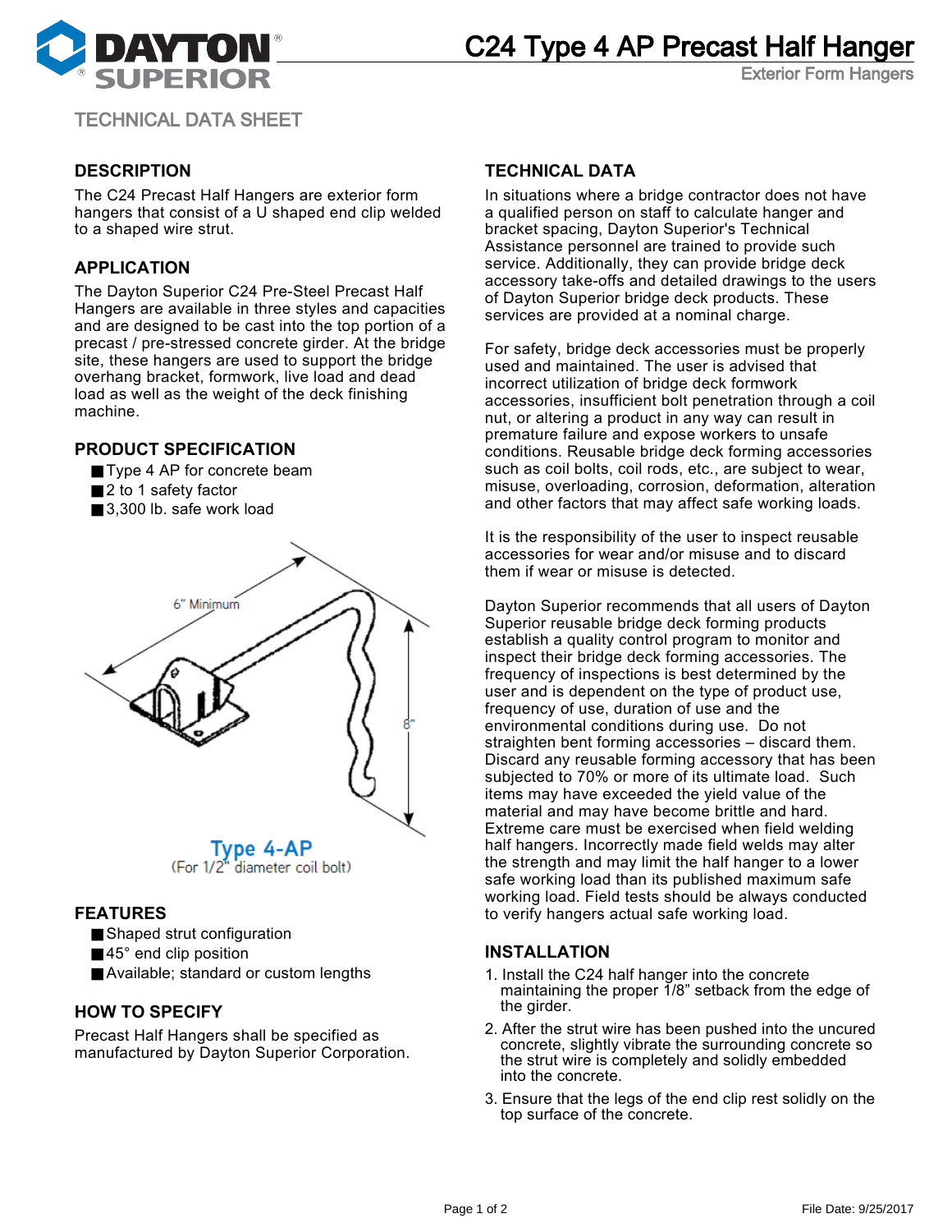# C24 Type 4 AP Precast Half Hanger

Exterior Form Hangers

TECHNICAL DATA SHEET

## DESCRIPTION

The C24 Precast Half Hangers are exterior form hangers that consist of a U shaped end clip welded to a shaped wire strut.

## APPLICATION

The Dayton Superior C24 Pre-Steel Precast Half Hangers are available in three styles and capacities and are designed to be cast into the top portion of a precast / pre-stressed concrete girder. At the bridge site, these hangers are used to support the bridge overhang bracket, formwork, live load and dead load as well as the weight of the deck finishing machine.

## PRODUCT SPECIFICATION

- Type 4 AP for concrete beam
- 2 to 1 safety factor
- 3,300 lb. safe work load

6" Minimum

8"

Type 4-AP
(For 1/2" diameter coil bolt)

## FEATURES

- Shaped strut configuration
- 45° end clip position
- Available; standard or custom lengths

## HOW TO SPECIFY

Precast Half Hangers shall be specified as manufactured by Dayton Superior Corporation.

## TECHNICAL DATA

In situations where a bridge contractor does not have a qualified person on staff to calculate hanger and bracket spacing, Dayton Superior's Technical Assistance personnel are trained to provide such service. Additionally, they can provide bridge deck accessory take-offs and detailed drawings to the users of Dayton Superior bridge deck products. These services are provided at a nominal charge.

For safety, bridge deck accessories must be properly used and maintained. The user is advised that incorrect utilization of bridge deck formwork accessories, insufficient bolt penetration through a coil nut, or altering a product in any way can result in premature failure and expose workers to unsafe conditions. Reusable bridge deck forming accessories such as coil bolts, coil rods, etc., are subject to wear, misuse, overloading, corrosion, deformation, alteration and other factors that may affect safe working loads.

It is the responsibility of the user to inspect reusable accessories for wear and/or misuse and to discard them if wear or misuse is detected.

Dayton Superior recommends that all users of Dayton Superior reusable bridge deck forming products establish a quality control program to monitor and inspect their bridge deck forming accessories. The frequency of inspections is best determined by the user and is dependent on the type of product use, frequency of use, duration of use and the environmental conditions during use. Do not straighten bent forming accessories – discard them. Discard any reusable forming accessory that has been subjected to 70% or more of its ultimate load. Such items may have exceeded the yield value of the material and may have become brittle and hard. Extreme care must be exercised when field welding half hangers. Incorrectly made field welds may alter the strength and may limit the half hanger to a lower safe working load than its published maximum safe working load. Field tests should be always conducted to verify hangers actual safe working load.

## INSTALLATION

1. Install the C24 half hanger into the concrete maintaining the proper 1/8" setback from the edge of the girder.
2. After the strut wire has been pushed into the uncured concrete, slightly vibrate the surrounding concrete so the strut wire is completely and solidly embedded into the concrete.
3. Ensure that the legs of the end clip rest solidly on the top surface of the concrete.

File Date: 9/25/2017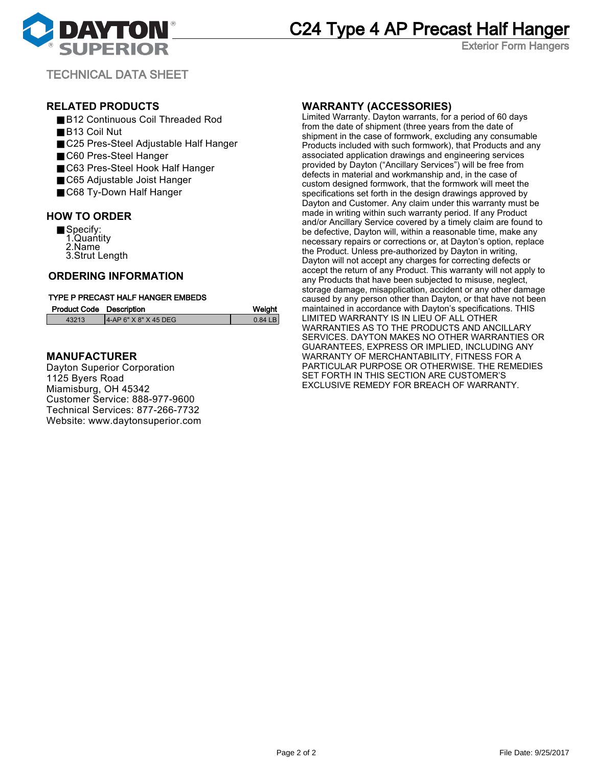# C24 Type 4 AP Precast Half Hanger

Exterior Form Hangers

TECHNICAL DATA SHEET

## RELATED PRODUCTS

- B12 Continuous Coil Threaded Rod
- B13 Coil Nut
- C25 Pres-Steel Adjustable Half Hanger
- C60 Pres-Steel Hanger
- C63 Pres-Steel Hook Half Hanger
- C65 Adjustable Joist Hanger
- C68 Ty-Down Half Hanger

## HOW TO ORDER

- Specify:
  1. Quantity
  2. Name
  3. Strut Length

## ORDERING INFORMATION

### TYPE P PRECAST HALF HANGER EMBEDS

| Product Code | Description | Weight |
|---|---|---|
| 43213 | 4-AP 6" X 8" X 45 DEG | 0.84 LB |

## MANUFACTURER

Dayton Superior Corporation
1125 Byers Road
Miamisburg, OH 45342
Customer Service: 888-977-9600
Technical Services: 877-266-7732
Website: www.daytonsuperior.com

## WARRANTY (ACCESSORIES)

Limited Warranty. Dayton warrants, for a period of 60 days from the date of shipment (three years from the date of shipment in the case of formwork, excluding any consumable Products included with such formwork), that Products and any associated application drawings and engineering services provided by Dayton ("Ancillary Services") will be free from defects in material and workmanship and, in the case of custom designed formwork, that the formwork will meet the specifications set forth in the design drawings approved by Dayton and Customer. Any claim under this warranty must be made in writing within such warranty period. If any Product and/or Ancillary Service covered by a timely claim are found to be defective, Dayton will, within a reasonable time, make any necessary repairs or corrections or, at Dayton's option, replace the Product. Unless pre-authorized by Dayton in writing, Dayton will not accept any charges for correcting defects or accept the return of any Product. This warranty will not apply to any Products that have been subjected to misuse, neglect, storage damage, misapplication, accident or any other damage caused by any person other than Dayton, or that have not been maintained in accordance with Dayton's specifications. THIS LIMITED WARRANTY IS IN LIEU OF ALL OTHER WARRANTIES AS TO THE PRODUCTS AND ANCILLARY SERVICES. DAYTON MAKES NO OTHER WARRANTIES OR GUARANTEES, EXPRESS OR IMPLIED, INCLUDING ANY WARRANTY OF MERCHANTABILITY, FITNESS FOR A PARTICULAR PURPOSE OR OTHERWISE. THE REMEDIES SET FORTH IN THIS SECTION ARE CUSTOMER'S EXCLUSIVE REMEDY FOR BREACH OF WARRANTY.

File Date: 9/25/2017